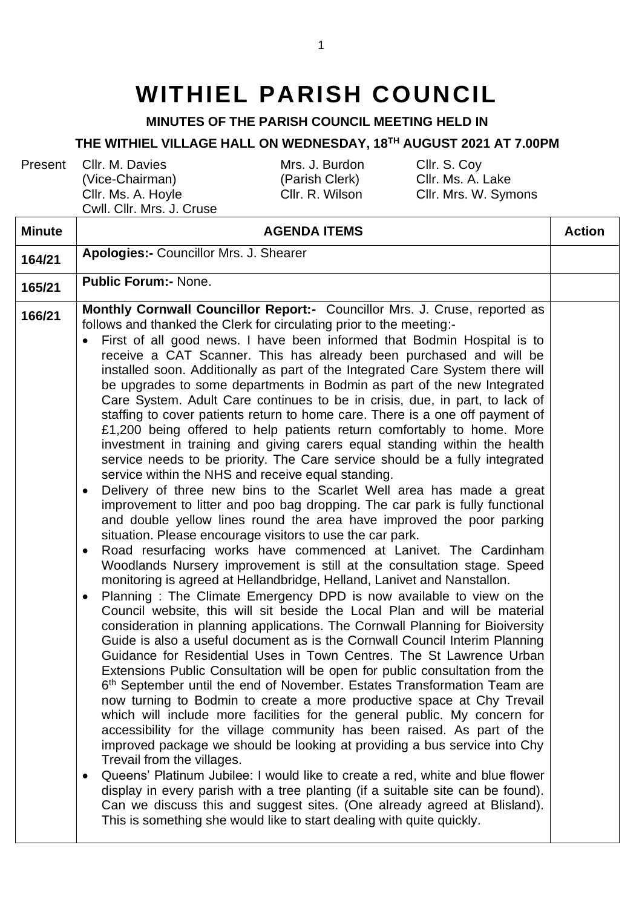# WITHIEL PARISH COUNCIL

**MINUTES OF THE PARISH COUNCIL MEETING HELD IN**

**THE WITHIEL VILLAGE HALL ON WEDNESDAY, 18TH AUGUST 2021 AT 7.00PM**

| Present | | | |
|---|---|---|---|
| | Cllr. M. Davies (Vice-Chairman) | Mrs. J. Burdon (Parish Clerk) | Cllr. S. Coy |
| | | | Cllr. Ms. A. Lake |
| | Cllr. Ms. A. Hoyle | Cllr. R. Wilson | Cllr. Mrs. W. Symons |
| | Cwll. Cllr. Mrs. J. Cruse | | |

| Minute | AGENDA ITEMS | Action |
|---|---|---|
| 164/21 | **Apologies:-** Councillor Mrs. J. Shearer | |
| 165/21 | **Public Forum:-** None. | |
| 166/21 | **Monthly Cornwall Councillor Report:-** Councillor Mrs. J. Cruse, reported as follows and thanked the Clerk for circulating prior to the meeting:-<br>• First of all good news. I have been informed that Bodmin Hospital is to receive a CAT Scanner. This has already been purchased and will be installed soon. Additionally as part of the Integrated Care System there will be upgrades to some departments in Bodmin as part of the new Integrated Care System. Adult Care continues to be in crisis, due, in part, to lack of staffing to cover patients return to home care. There is a one off payment of £1,200 being offered to help patients return comfortably to home. More investment in training and giving carers equal standing within the health service needs to be priority. The Care service should be a fully integrated service within the NHS and receive equal standing.<br>• Delivery of three new bins to the Scarlet Well area has made a great improvement to litter and poo bag dropping. The car park is fully functional and double yellow lines round the area have improved the poor parking situation. Please encourage visitors to use the car park.<br>• Road resurfacing works have commenced at Lanivet. The Cardinham Woodlands Nursery improvement is still at the consultation stage. Speed monitoring is agreed at Hellandbridge, Helland, Lanivet and Nanstallon.<br>• Planning : The Climate Emergency DPD is now available to view on the Council website, this will sit beside the Local Plan and will be material consideration in planning applications. The Cornwall Planning for Bioiversity Guide is also a useful document as is the Cornwall Council Interim Planning Guidance for Residential Uses in Town Centres. The St Lawrence Urban Extensions Public Consultation will be open for public consultation from the 6th September until the end of November. Estates Transformation Team are now turning to Bodmin to create a more productive space at Chy Trevail which will include more facilities for the general public. My concern for accessibility for the village community has been raised. As part of the improved package we should be looking at providing a bus service into Chy Trevail from the villages.<br>• Queens' Platinum Jubilee: I would like to create a red, white and blue flower display in every parish with a tree planting (if a suitable site can be found). Can we discuss this and suggest sites. (One already agreed at Blisland). This is something she would like to start dealing with quite quickly. | |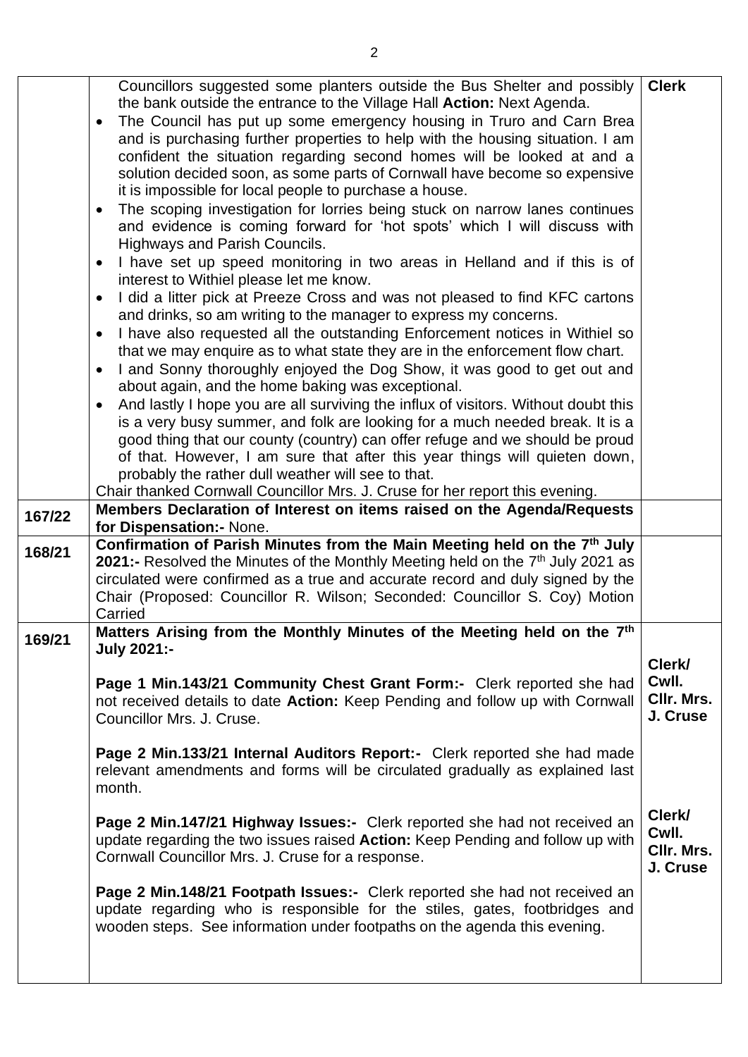| | | |
|---|---|---|
| | Councillors suggested some planters outside the Bus Shelter and possibly the bank outside the entrance to the Village Hall **Action:** Next Agenda.<br>• The Council has put up some emergency housing in Truro and Carn Brea and is purchasing further properties to help with the housing situation. I am confident the situation regarding second homes will be looked at and a solution decided soon, as some parts of Cornwall have become so expensive it is impossible for local people to purchase a house.<br>• The scoping investigation for lorries being stuck on narrow lanes continues and evidence is coming forward for 'hot spots' which I will discuss with Highways and Parish Councils.<br>• I have set up speed monitoring in two areas in Helland and if this is of interest to Withiel please let me know.<br>• I did a litter pick at Preeze Cross and was not pleased to find KFC cartons and drinks, so am writing to the manager to express my concerns.<br>• I have also requested all the outstanding Enforcement notices in Withiel so that we may enquire as to what state they are in the enforcement flow chart.<br>• I and Sonny thoroughly enjoyed the Dog Show, it was good to get out and about again, and the home baking was exceptional.<br>• And lastly I hope you are all surviving the influx of visitors. Without doubt this is a very busy summer, and folk are looking for a much needed break. It is a good thing that our county (country) can offer refuge and we should be proud of that. However, I am sure that after this year things will quieten down, probably the rather dull weather will see to that.<br>Chair thanked Cornwall Councillor Mrs. J. Cruse for her report this evening. | **Clerk** |
| **167/22** | **Members Declaration of Interest on items raised on the Agenda/Requests for Dispensation:-** None. | |
| **168/21** | **Confirmation of Parish Minutes from the Main Meeting held on the 7th July 2021:-** Resolved the Minutes of the Monthly Meeting held on the 7th July 2021 as circulated were confirmed as a true and accurate record and duly signed by the Chair (Proposed: Councillor R. Wilson; Seconded: Councillor S. Coy) Motion Carried | |
| **169/21** | **Matters Arising from the Monthly Minutes of the Meeting held on the 7th July 2021:-**<br><br>**Page 1 Min.143/21 Community Chest Grant Form:-** Clerk reported she had not received details to date **Action:** Keep Pending and follow up with Cornwall Councillor Mrs. J. Cruse.<br><br>**Page 2 Min.133/21 Internal Auditors Report:-** Clerk reported she had made relevant amendments and forms will be circulated gradually as explained last month.<br><br>**Page 2 Min.147/21 Highway Issues:-** Clerk reported she had not received an update regarding the two issues raised **Action:** Keep Pending and follow up with Cornwall Councillor Mrs. J. Cruse for a response.<br><br>**Page 2 Min.148/21 Footpath Issues:-** Clerk reported she had not received an update regarding who is responsible for the stiles, gates, footbridges and wooden steps. See information under footpaths on the agenda this evening. | **Clerk/ Cwll. Cllr. Mrs. J. Cruse**<br><br><br>**Clerk/ Cwll. Cllr. Mrs. J. Cruse** |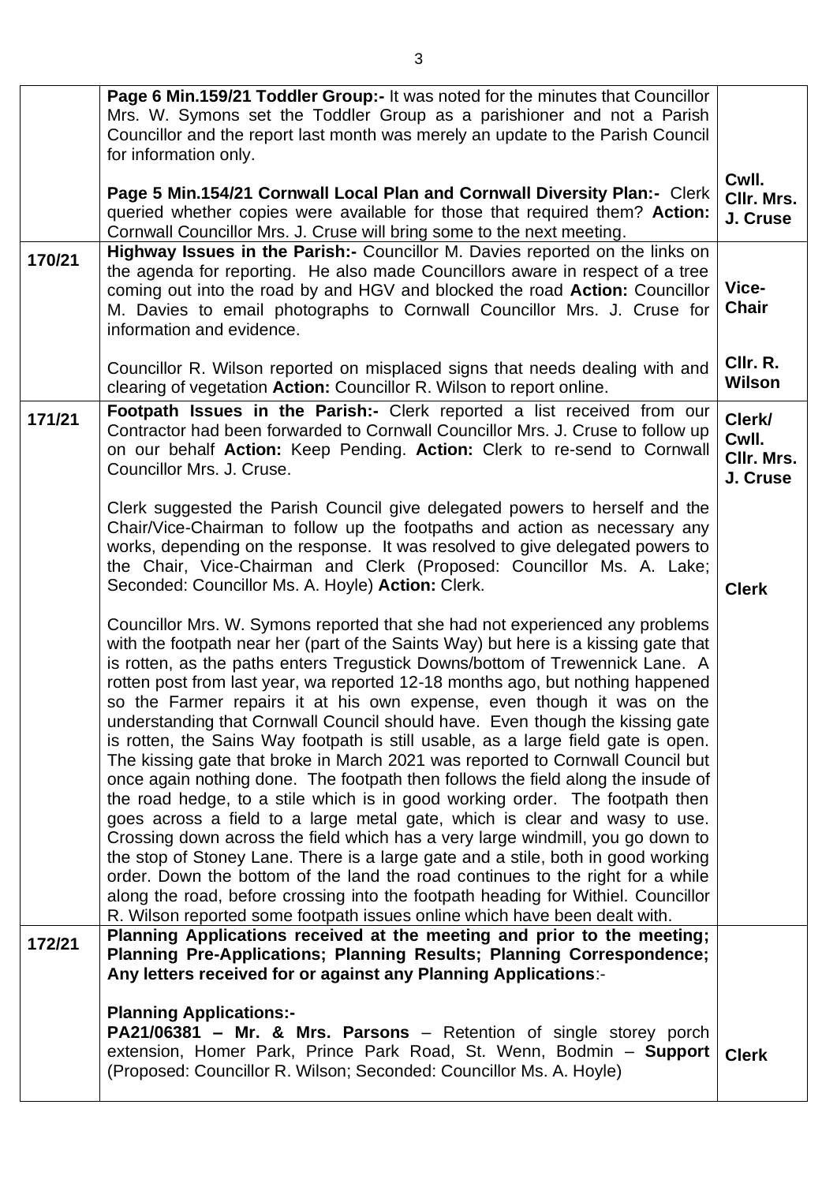| | | |
|---|---|---|
| | **Page 6 Min.159/21 Toddler Group:-** It was noted for the minutes that Councillor Mrs. W. Symons set the Toddler Group as a parishioner and not a Parish Councillor and the report last month was merely an update to the Parish Council for information only.<br><br>**Page 5 Min.154/21 Cornwall Local Plan and Cornwall Diversity Plan:-** Clerk queried whether copies were available for those that required them? **Action:** Cornwall Councillor Mrs. J. Cruse will bring some to the next meeting. | <br><br><br><br>**Cwll. Cllr. Mrs. J. Cruse** |
| **170/21** | **Highway Issues in the Parish:-** Councillor M. Davies reported on the links on the agenda for reporting. He also made Councillors aware in respect of a tree coming out into the road by and HGV and blocked the road **Action:** Councillor M. Davies to email photographs to Cornwall Councillor Mrs. J. Cruse for information and evidence.<br><br>Councillor R. Wilson reported on misplaced signs that needs dealing with and clearing of vegetation **Action:** Councillor R. Wilson to report online. | **Vice-Chair**<br><br><br>**Cllr. R. Wilson** |
| **171/21** | **Footpath Issues in the Parish:-** Clerk reported a list received from our Contractor had been forwarded to Cornwall Councillor Mrs. J. Cruse to follow up on our behalf **Action:** Keep Pending. **Action:** Clerk to re-send to Cornwall Councillor Mrs. J. Cruse.<br><br>Clerk suggested the Parish Council give delegated powers to herself and the Chair/Vice-Chairman to follow up the footpaths and action as necessary any works, depending on the response. It was resolved to give delegated powers to the Chair, Vice-Chairman and Clerk (Proposed: Councillor Ms. A. Lake; Seconded: Councillor Ms. A. Hoyle) **Action:** Clerk.<br><br>Councillor Mrs. W. Symons reported that she had not experienced any problems with the footpath near her (part of the Saints Way) but here is a kissing gate that is rotten, as the paths enters Tregustick Downs/bottom of Trewennick Lane. A rotten post from last year, wa reported 12-18 months ago, but nothing happened so the Farmer repairs it at his own expense, even though it was on the understanding that Cornwall Council should have. Even though the kissing gate is rotten, the Sains Way footpath is still usable, as a large field gate is open. The kissing gate that broke in March 2021 was reported to Cornwall Council but once again nothing done. The footpath then follows the field along the insude of the road hedge, to a stile which is in good working order. The footpath then goes across a field to a large metal gate, which is clear and wasy to use. Crossing down across the field which has a very large windmill, you go down to the stop of Stoney Lane. There is a large gate and a stile, both in good working order. Down the bottom of the land the road continues to the right for a while along the road, before crossing into the footpath heading for Withiel. Councillor R. Wilson reported some footpath issues online which have been dealt with. | **Clerk/ Cwll. Cllr. Mrs. J. Cruse**<br><br><br><br><br>**Clerk** |
| **172/21** | **Planning Applications received at the meeting and prior to the meeting; Planning Pre-Applications; Planning Results; Planning Correspondence; Any letters received for or against any Planning Applications**:-<br><br>**Planning Applications:-**<br>**PA21/06381 – Mr. & Mrs. Parsons** – Retention of single storey porch extension, Homer Park, Prince Park Road, St. Wenn, Bodmin – **Support** (Proposed: Councillor R. Wilson; Seconded: Councillor Ms. A. Hoyle) | <br><br><br><br><br>**Clerk** |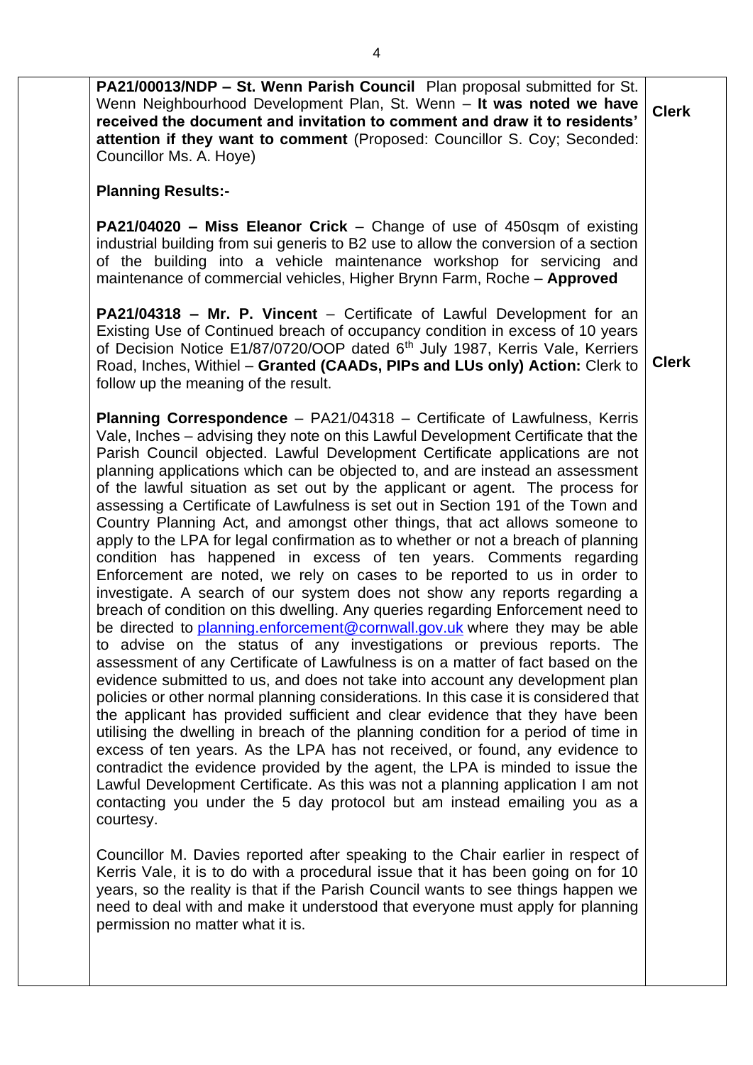| | | |
|---|---|---|
| | **PA21/00013/NDP – St. Wenn Parish Council** Plan proposal submitted for St. Wenn Neighbourhood Development Plan, St. Wenn – **It was noted we have received the document and invitation to comment and draw it to residents' attention if they want to comment** (Proposed: Councillor S. Coy; Seconded: Councillor Ms. A. Hoye) | **Clerk** |
| | **Planning Results:-** | |
| | **PA21/04020 – Miss Eleanor Crick** – Change of use of 450sqm of existing industrial building from sui generis to B2 use to allow the conversion of a section of the building into a vehicle maintenance workshop for servicing and maintenance of commercial vehicles, Higher Brynn Farm, Roche – **Approved** | |
| | **PA21/04318 – Mr. P. Vincent** – Certificate of Lawful Development for an Existing Use of Continued breach of occupancy condition in excess of 10 years of Decision Notice E1/87/0720/OOP dated 6th July 1987, Kerris Vale, Kerriers Road, Inches, Withiel – **Granted (CAADs, PIPs and LUs only) Action:** Clerk to follow up the meaning of the result. | **Clerk** |
| | **Planning Correspondence** – PA21/04318 – Certificate of Lawfulness, Kerris Vale, Inches – advising they note on this Lawful Development Certificate that the Parish Council objected. Lawful Development Certificate applications are not planning applications which can be objected to, and are instead an assessment of the lawful situation as set out by the applicant or agent. The process for assessing a Certificate of Lawfulness is set out in Section 191 of the Town and Country Planning Act, and amongst other things, that act allows someone to apply to the LPA for legal confirmation as to whether or not a breach of planning condition has happened in excess of ten years. Comments regarding Enforcement are noted, we rely on cases to be reported to us in order to investigate. A search of our system does not show any reports regarding a breach of condition on this dwelling. Any queries regarding Enforcement need to be directed to planning.enforcement@cornwall.gov.uk where they may be able to advise on the status of any investigations or previous reports. The assessment of any Certificate of Lawfulness is on a matter of fact based on the evidence submitted to us, and does not take into account any development plan policies or other normal planning considerations. In this case it is considered that the applicant has provided sufficient and clear evidence that they have been utilising the dwelling in breach of the planning condition for a period of time in excess of ten years. As the LPA has not received, or found, any evidence to contradict the evidence provided by the agent, the LPA is minded to issue the Lawful Development Certificate. As this was not a planning application I am not contacting you under the 5 day protocol but am instead emailing you as a courtesy. | |
| | Councillor M. Davies reported after speaking to the Chair earlier in respect of Kerris Vale, it is to do with a procedural issue that it has been going on for 10 years, so the reality is that if the Parish Council wants to see things happen we need to deal with and make it understood that everyone must apply for planning permission no matter what it is. | |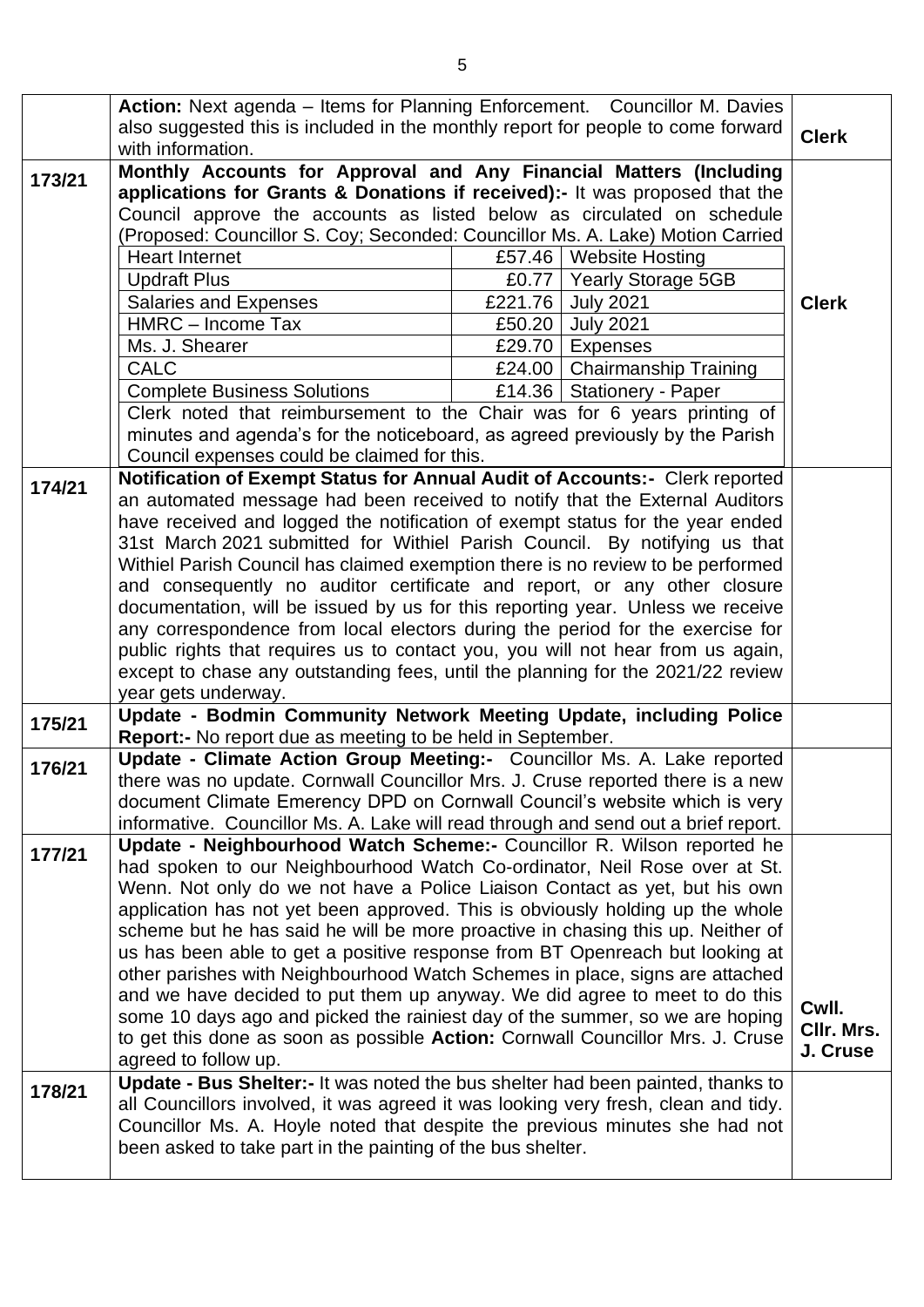| | | |
|---|---|---|
| | **Action:** Next agenda – Items for Planning Enforcement. Councillor M. Davies also suggested this is included in the monthly report for people to come forward with information. | **Clerk** |
| **173/21** | **Monthly Accounts for Approval and Any Financial Matters (Including applications for Grants & Donations if received):-** It was proposed that the Council approve the accounts as listed below as circulated on schedule (Proposed: Councillor S. Coy; Seconded: Councillor Ms. A. Lake) Motion Carried | **Clerk** |

| | | |
|---|---|---|
| Heart Internet | £57.46 | Website Hosting |
| Updraft Plus | £0.77 | Yearly Storage 5GB |
| Salaries and Expenses | £221.76 | July 2021 |
| HMRC – Income Tax | £50.20 | July 2021 |
| Ms. J. Shearer | £29.70 | Expenses |
| CALC | £24.00 | Chairmanship Training |
| Complete Business Solutions | £14.36 | Stationery - Paper |

Clerk noted that reimbursement to the Chair was for 6 years printing of minutes and agenda's for the noticeboard, as agreed previously by the Parish Council expenses could be claimed for this.

| | | |
|---|---|---|
| **174/21** | **Notification of Exempt Status for Annual Audit of Accounts:-** Clerk reported an automated message had been received to notify that the External Auditors have received and logged the notification of exempt status for the year ended 31st March 2021 submitted for Withiel Parish Council. By notifying us that Withiel Parish Council has claimed exemption there is no review to be performed and consequently no auditor certificate and report, or any other closure documentation, will be issued by us for this reporting year. Unless we receive any correspondence from local electors during the period for the exercise for public rights that requires us to contact you, you will not hear from us again, except to chase any outstanding fees, until the planning for the 2021/22 review year gets underway. | |
| **175/21** | **Update - Bodmin Community Network Meeting Update, including Police Report:-** No report due as meeting to be held in September. | |
| **176/21** | **Update - Climate Action Group Meeting:-** Councillor Ms. A. Lake reported there was no update. Cornwall Councillor Mrs. J. Cruse reported there is a new document Climate Emerency DPD on Cornwall Council's website which is very informative. Councillor Ms. A. Lake will read through and send out a brief report. | |
| **177/21** | **Update - Neighbourhood Watch Scheme:-** Councillor R. Wilson reported he had spoken to our Neighbourhood Watch Co-ordinator, Neil Rose over at St. Wenn. Not only do we not have a Police Liaison Contact as yet, but his own application has not yet been approved. This is obviously holding up the whole scheme but he has said he will be more proactive in chasing this up. Neither of us has been able to get a positive response from BT Openreach but looking at other parishes with Neighbourhood Watch Schemes in place, signs are attached and we have decided to put them up anyway. We did agree to meet to do this some 10 days ago and picked the rainiest day of the summer, so we are hoping to get this done as soon as possible **Action:** Cornwall Councillor Mrs. J. Cruse agreed to follow up. | **Cwll. Cllr. Mrs. J. Cruse** |
| **178/21** | **Update - Bus Shelter:-** It was noted the bus shelter had been painted, thanks to all Councillors involved, it was agreed it was looking very fresh, clean and tidy. Councillor Ms. A. Hoyle noted that despite the previous minutes she had not been asked to take part in the painting of the bus shelter. | |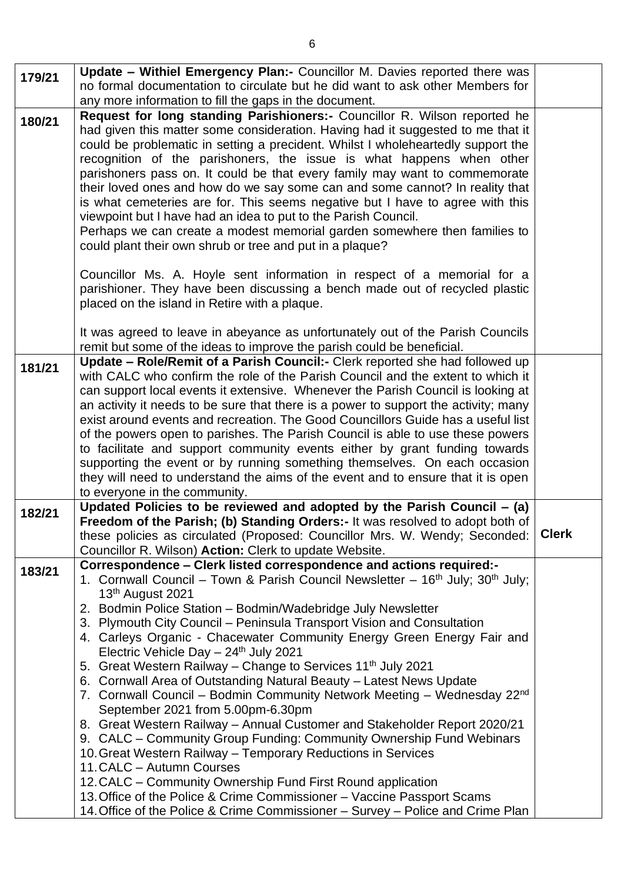| | | |
|---|---|---|
| **179/21** | **Update – Withiel Emergency Plan:-** Councillor M. Davies reported there was no formal documentation to circulate but he did want to ask other Members for any more information to fill the gaps in the document. | |
| **180/21** | **Request for long standing Parishioners:-** Councillor R. Wilson reported he had given this matter some consideration. Having had it suggested to me that it could be problematic in setting a precident. Whilst I wholeheartedly support the recognition of the parishoners, the issue is what happens when other parishoners pass on. It could be that every family may want to commemorate their loved ones and how do we say some can and some cannot? In reality that is what cemeteries are for. This seems negative but I have to agree with this viewpoint but I have had an idea to put to the Parish Council.<br>Perhaps we can create a modest memorial garden somewhere then families to could plant their own shrub or tree and put in a plaque?<br><br>Councillor Ms. A. Hoyle sent information in respect of a memorial for a parishioner. They have been discussing a bench made out of recycled plastic placed on the island in Retire with a plaque.<br><br>It was agreed to leave in abeyance as unfortunately out of the Parish Councils remit but some of the ideas to improve the parish could be beneficial. | |
| **181/21** | **Update – Role/Remit of a Parish Council:-** Clerk reported she had followed up with CALC who confirm the role of the Parish Council and the extent to which it can support local events it extensive. Whenever the Parish Council is looking at an activity it needs to be sure that there is a power to support the activity; many exist around events and recreation. The Good Councillors Guide has a useful list of the powers open to parishes. The Parish Council is able to use these powers to facilitate and support community events either by grant funding towards supporting the event or by running something themselves. On each occasion they will need to understand the aims of the event and to ensure that it is open to everyone in the community. | |
| **182/21** | **Updated Policies to be reviewed and adopted by the Parish Council – (a) Freedom of the Parish; (b) Standing Orders:-** It was resolved to adopt both of these policies as circulated (Proposed: Councillor Mrs. W. Wendy; Seconded: Councillor R. Wilson) **Action:** Clerk to update Website. | **Clerk** |
| **183/21** | **Correspondence – Clerk listed correspondence and actions required:-**<br>1. Cornwall Council – Town & Parish Council Newsletter – 16th July; 30th July; 13th August 2021<br>2. Bodmin Police Station – Bodmin/Wadebridge July Newsletter<br>3. Plymouth City Council – Peninsula Transport Vision and Consultation<br>4. Carleys Organic - Chacewater Community Energy Green Energy Fair and Electric Vehicle Day – 24th July 2021<br>5. Great Western Railway – Change to Services 11th July 2021<br>6. Cornwall Area of Outstanding Natural Beauty – Latest News Update<br>7. Cornwall Council – Bodmin Community Network Meeting – Wednesday 22nd September 2021 from 5.00pm-6.30pm<br>8. Great Western Railway – Annual Customer and Stakeholder Report 2020/21<br>9. CALC – Community Group Funding: Community Ownership Fund Webinars<br>10. Great Western Railway – Temporary Reductions in Services<br>11. CALC – Autumn Courses<br>12. CALC – Community Ownership Fund First Round application<br>13. Office of the Police & Crime Commissioner – Vaccine Passport Scams<br>14. Office of the Police & Crime Commissioner – Survey – Police and Crime Plan | |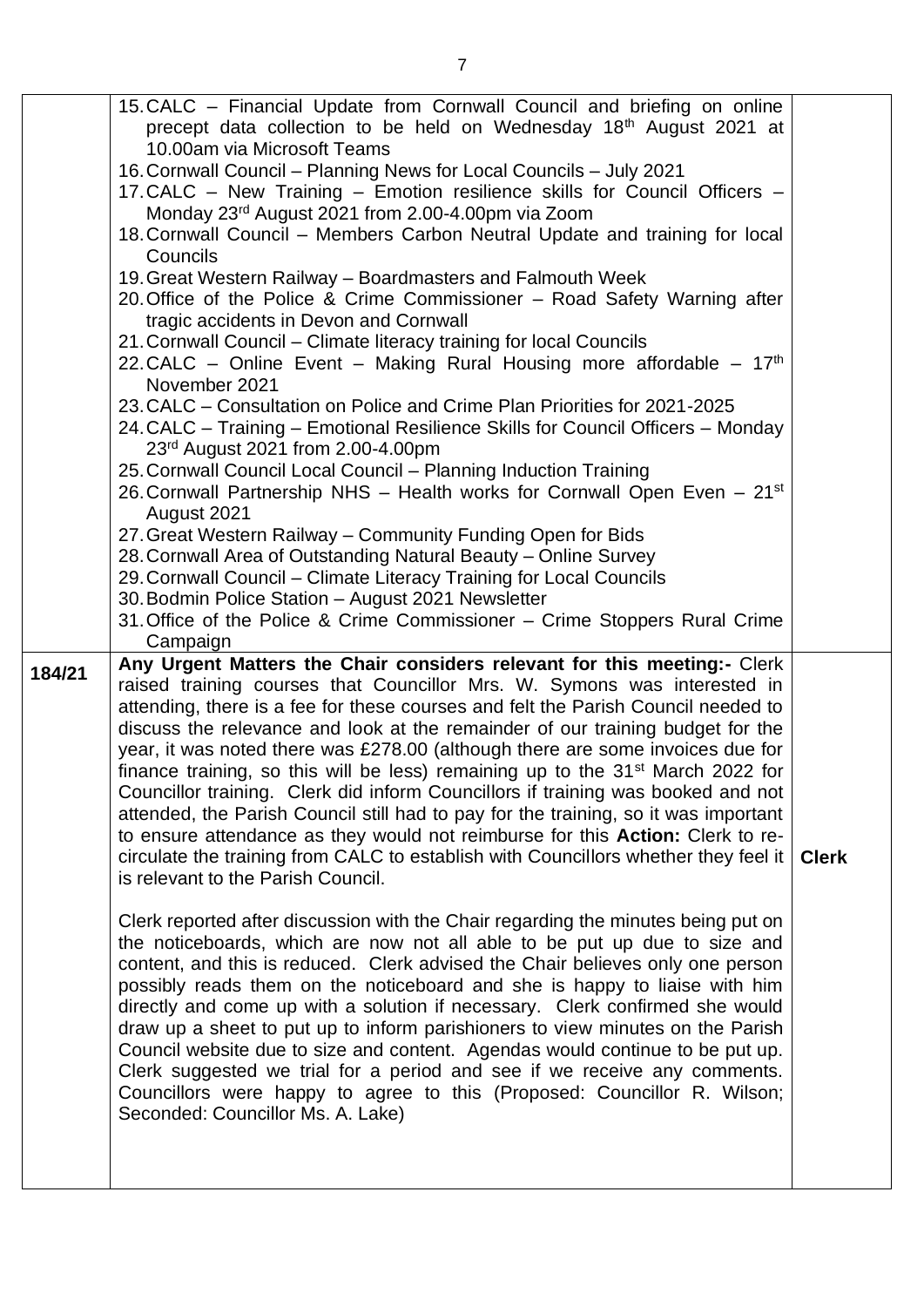| | | |
|---|---|---|
| | 15. CALC – Financial Update from Cornwall Council and briefing on online precept data collection to be held on Wednesday 18th August 2021 at 10.00am via Microsoft Teams<br>16. Cornwall Council – Planning News for Local Councils – July 2021<br>17. CALC – New Training – Emotion resilience skills for Council Officers – Monday 23rd August 2021 from 2.00-4.00pm via Zoom<br>18. Cornwall Council – Members Carbon Neutral Update and training for local Councils<br>19. Great Western Railway – Boardmasters and Falmouth Week<br>20. Office of the Police & Crime Commissioner – Road Safety Warning after tragic accidents in Devon and Cornwall<br>21. Cornwall Council – Climate literacy training for local Councils<br>22. CALC – Online Event – Making Rural Housing more affordable – 17th November 2021<br>23. CALC – Consultation on Police and Crime Plan Priorities for 2021-2025<br>24. CALC – Training – Emotional Resilience Skills for Council Officers – Monday 23rd August 2021 from 2.00-4.00pm<br>25. Cornwall Council Local Council – Planning Induction Training<br>26. Cornwall Partnership NHS – Health works for Cornwall Open Even – 21st August 2021<br>27. Great Western Railway – Community Funding Open for Bids<br>28. Cornwall Area of Outstanding Natural Beauty – Online Survey<br>29. Cornwall Council – Climate Literacy Training for Local Councils<br>30. Bodmin Police Station – August 2021 Newsletter<br>31. Office of the Police & Crime Commissioner – Crime Stoppers Rural Crime Campaign | |
| **184/21** | **Any Urgent Matters the Chair considers relevant for this meeting:-** Clerk raised training courses that Councillor Mrs. W. Symons was interested in attending, there is a fee for these courses and felt the Parish Council needed to discuss the relevance and look at the remainder of our training budget for the year, it was noted there was £278.00 (although there are some invoices due for finance training, so this will be less) remaining up to the 31st March 2022 for Councillor training. Clerk did inform Councillors if training was booked and not attended, the Parish Council still had to pay for the training, so it was important to ensure attendance as they would not reimburse for this **Action:** Clerk to re-circulate the training from CALC to establish with Councillors whether they feel it is relevant to the Parish Council.<br><br>Clerk reported after discussion with the Chair regarding the minutes being put on the noticeboards, which are now not all able to be put up due to size and content, and this is reduced. Clerk advised the Chair believes only one person possibly reads them on the noticeboard and she is happy to liaise with him directly and come up with a solution if necessary. Clerk confirmed she would draw up a sheet to put up to inform parishioners to view minutes on the Parish Council website due to size and content. Agendas would continue to be put up. Clerk suggested we trial for a period and see if we receive any comments. Councillors were happy to agree to this (Proposed: Councillor R. Wilson; Seconded: Councillor Ms. A. Lake) | **Clerk** |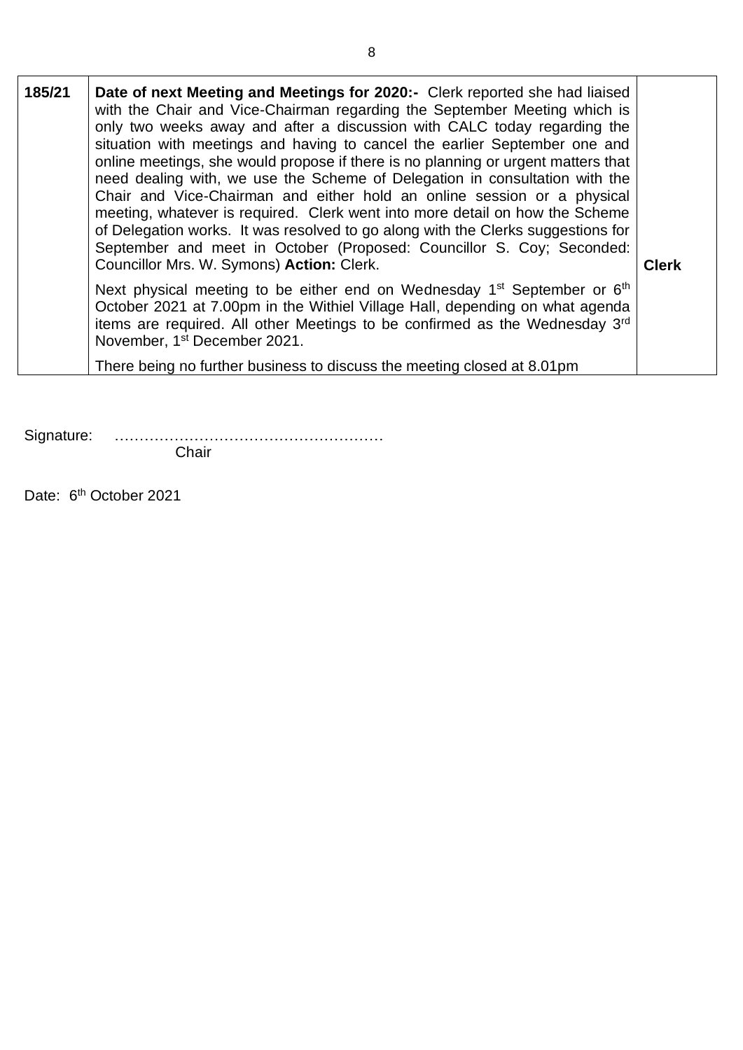| | | |
|---|---|---|
| **185/21** | **Date of next Meeting and Meetings for 2020:-** Clerk reported she had liaised with the Chair and Vice-Chairman regarding the September Meeting which is only two weeks away and after a discussion with CALC today regarding the situation with meetings and having to cancel the earlier September one and online meetings, she would propose if there is no planning or urgent matters that need dealing with, we use the Scheme of Delegation in consultation with the Chair and Vice-Chairman and either hold an online session or a physical meeting, whatever is required. Clerk went into more detail on how the Scheme of Delegation works. It was resolved to go along with the Clerks suggestions for September and meet in October (Proposed: Councillor S. Coy; Seconded: Councillor Mrs. W. Symons) **Action:** Clerk.<br><br>Next physical meeting to be either end on Wednesday 1st September or 6th October 2021 at 7.00pm in the Withiel Village Hall, depending on what agenda items are required. All other Meetings to be confirmed as the Wednesday 3rd November, 1st December 2021.<br><br>There being no further business to discuss the meeting closed at 8.01pm | **Clerk** |

Signature: ………………………………………………
Chair

Date: 6th October 2021